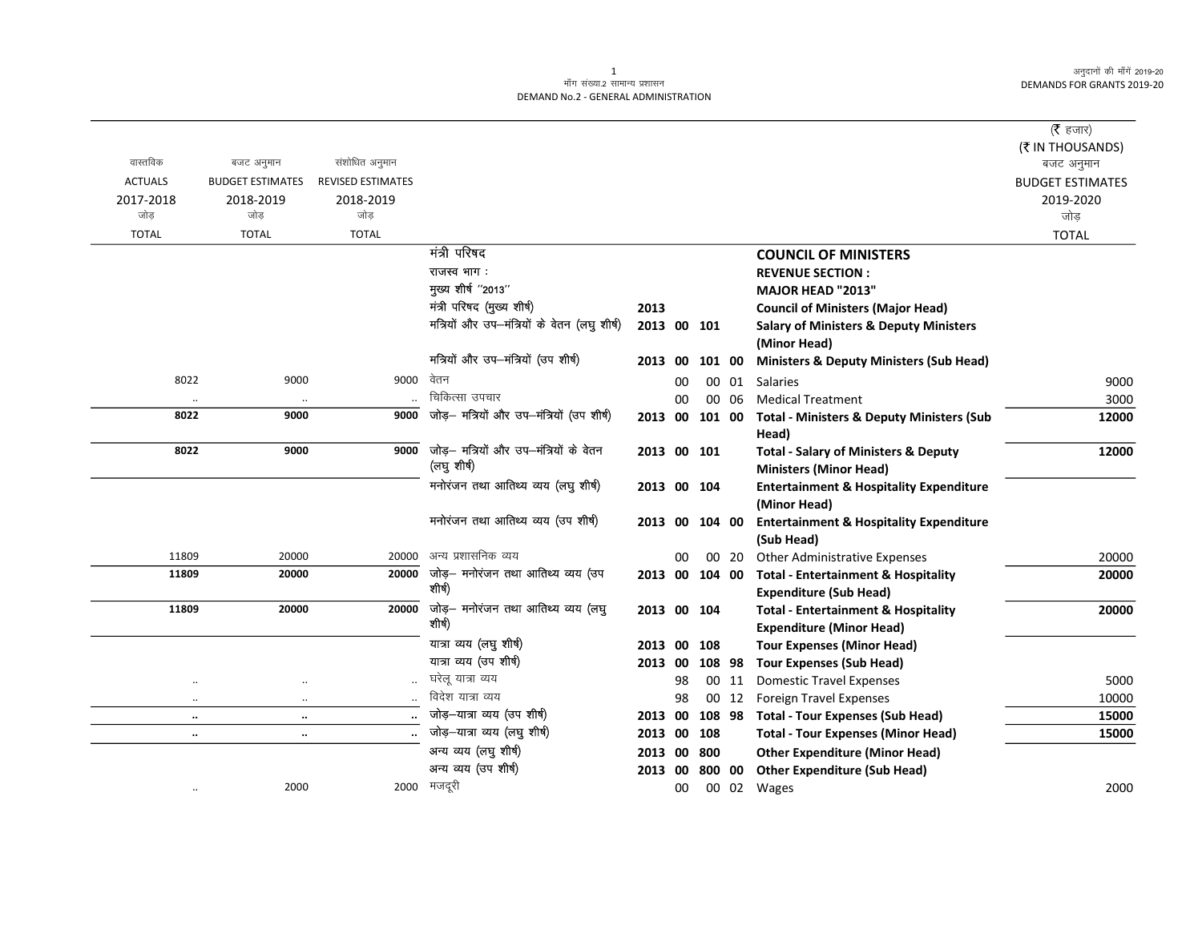मॉंग संख्या.2 सामान्य प्रशासन
DEMAND No.2 - GENERAL ADMINISTRATION

अनुदानों की मॉंगें 2019-20
DEMANDS FOR GRANTS 2019-20

(₹ हजार)
(₹ IN THOUSANDS)

| वास्तविक ACTUALS 2017-2018 जोड़ TOTAL | बजट अनुमान BUDGET ESTIMATES 2018-2019 जोड़ TOTAL | संशोधित अनुमान REVISED ESTIMATES 2018-2019 जोड़ TOTAL | | | | | | | बजट अनुमान BUDGET ESTIMATES 2019-2020 जोड़ TOTAL |
|---|---|---|---|---|---|---|---|---|---|
| | | | मंत्री परिषद | | | | | **COUNCIL OF MINISTERS** | |
| | | | राजस्व भाग : | | | | | **REVENUE SECTION :** | |
| | | | मुख्य शीर्ष ''2013'' | | | | | **MAJOR HEAD "2013"** | |
| | | | मंत्री परिषद (मुख्य शीर्ष) | 2013 | | | | **Council of Ministers (Major Head)** | |
| | | | मत्रियों और उप–मंत्रियों के वेतन (लघु शीर्ष) | 2013 | 00 | 101 | | **Salary of Ministers & Deputy Ministers (Minor Head)** | |
| | | | मत्रियों और उप–मंत्रियों (उप शीर्ष) | 2013 | 00 | 101 | 00 | **Ministers & Deputy Ministers (Sub Head)** | |
| 8022 | 9000 | 9000 | वेतन | | 00 | 00 | 01 | Salaries | 9000 |
| .. | .. | .. | चिकित्सा उपचार | | 00 | 00 | 06 | Medical Treatment | 3000 |
| **8022** | **9000** | **9000** | जोड़– मत्रियों और उप–मंत्रियों (उप शीर्ष) | 2013 | 00 | 101 | 00 | **Total - Ministers & Deputy Ministers (Sub Head)** | **12000** |
| **8022** | **9000** | **9000** | जोड़– मत्रियों और उप–मंत्रियों के वेतन (लघु शीर्ष) | 2013 | 00 | 101 | | **Total - Salary of Ministers & Deputy Ministers (Minor Head)** | **12000** |
| | | | मनोरंजन तथा आतिथ्य व्यय (लघु शीर्ष) | 2013 | 00 | 104 | | **Entertainment & Hospitality Expenditure (Minor Head)** | |
| | | | मनोरंजन तथा आतिथ्य व्यय (उप शीर्ष) | 2013 | 00 | 104 | 00 | **Entertainment & Hospitality Expenditure (Sub Head)** | |
| 11809 | 20000 | 20000 | अन्य प्रशासनिक व्यय | | 00 | 00 | 20 | Other Administrative Expenses | 20000 |
| **11809** | **20000** | **20000** | जोड़– मनोरंजन तथा आतिथ्य व्यय (उप शीर्ष) | 2013 | 00 | 104 | 00 | **Total - Entertainment & Hospitality Expenditure (Sub Head)** | **20000** |
| **11809** | **20000** | **20000** | जोड़– मनोरंजन तथा आतिथ्य व्यय (लघु शीर्ष) | 2013 | 00 | 104 | | **Total - Entertainment & Hospitality Expenditure (Minor Head)** | **20000** |
| | | | यात्रा व्यय (लघु शीर्ष) | 2013 | 00 | 108 | | **Tour Expenses (Minor Head)** | |
| | | | यात्रा व्यय (उप शीर्ष) | 2013 | 00 | 108 | 98 | **Tour Expenses (Sub Head)** | |
| .. | .. | .. | घरेलू यात्रा व्यय | | 98 | 00 | 11 | Domestic Travel Expenses | 5000 |
| .. | .. | .. | विदेश यात्रा व्यय | | 98 | 00 | 12 | Foreign Travel Expenses | 10000 |
| **..** | **..** | **..** | जोड़–यात्रा व्यय (उप शीर्ष) | 2013 | 00 | 108 | 98 | **Total - Tour Expenses (Sub Head)** | **15000** |
| **..** | **..** | **..** | जोड़–यात्रा व्यय (लघु शीर्ष) | 2013 | 00 | 108 | | **Total - Tour Expenses (Minor Head)** | **15000** |
| | | | अन्य व्यय (लघु शीर्ष) | 2013 | 00 | 800 | | **Other Expenditure (Minor Head)** | |
| | | | अन्य व्यय (उप शीर्ष) | 2013 | 00 | 800 | 00 | **Other Expenditure (Sub Head)** | |
| .. | 2000 | 2000 | मजदूरी | | 00 | 00 | 02 | Wages | 2000 |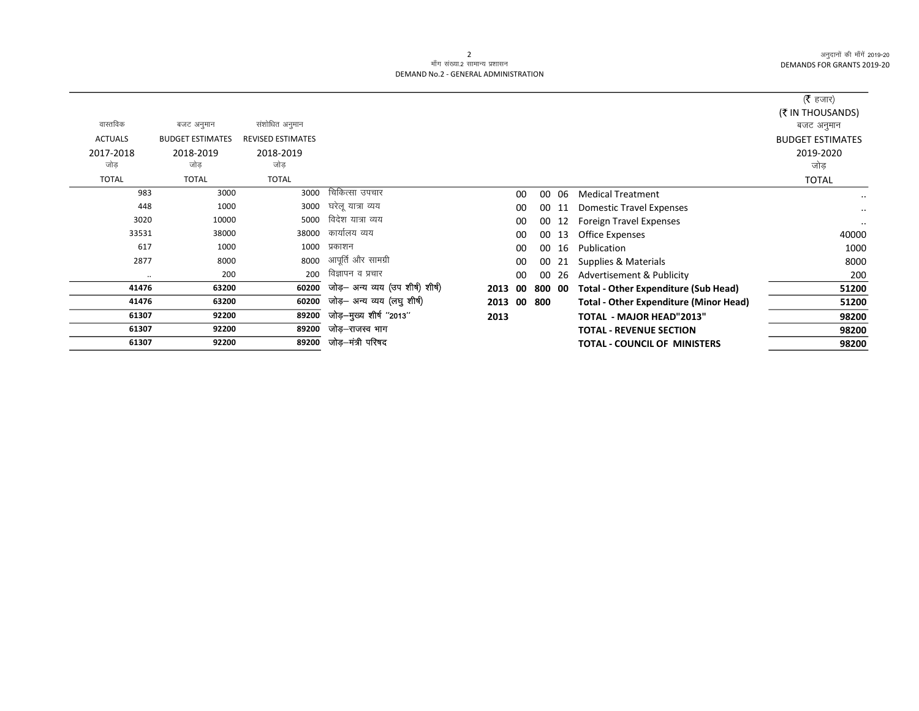मॉंग संख्या.2 सामान्य प्रशासन
DEMAND No.2 - GENERAL ADMINISTRATION

अनुदानों की मॉंगें 2019-20
DEMANDS FOR GRANTS 2019-20

(₹ हजार)
(₹ IN THOUSANDS)

| वास्तविक ACTUALS 2017-2018 जोड़ TOTAL | बजट अनुमान BUDGET ESTIMATES 2018-2019 जोड़ TOTAL | संशोधित अनुमान REVISED ESTIMATES 2018-2019 जोड़ TOTAL | | | | | | | | बजट अनुमान BUDGET ESTIMATES 2019-2020 जोड़ TOTAL |
|---|---|---|---|---|---|---|---|---|---|---|
| 983 | 3000 | 3000 | चिकित्सा उपचार | | 00 | 00 | 06 | | Medical Treatment | .. |
| 448 | 1000 | 3000 | घरेलू यात्रा व्यय | | 00 | 00 | 11 | | Domestic Travel Expenses | .. |
| 3020 | 10000 | 5000 | विदेश यात्रा व्यय | | 00 | 00 | 12 | | Foreign Travel Expenses | .. |
| 33531 | 38000 | 38000 | कार्यालय व्यय | | 00 | 00 | 13 | | Office Expenses | 40000 |
| 617 | 1000 | 1000 | प्रकाशन | | 00 | 00 | 16 | | Publication | 1000 |
| 2877 | 8000 | 8000 | आपूर्ति और सामग्री | | 00 | 00 | 21 | | Supplies & Materials | 8000 |
| .. | 200 | 200 | विज्ञापन व प्रचार | | 00 | 00 | 26 | | Advertisement & Publicity | 200 |
| **41476** | **63200** | **60200** | **जोड़– अन्य व्यय (उप शीर्ष) शीर्ष)** | **2013** | **00** | **800** | **00** | | **Total - Other Expenditure (Sub Head)** | **51200** |
| **41476** | **63200** | **60200** | **जोड़– अन्य व्यय (लघु शीर्ष)** | **2013** | **00** | **800** | | | **Total - Other Expenditure (Minor Head)** | **51200** |
| **61307** | **92200** | **89200** | **जोड़–मुख्य शीर्ष "2013"** | **2013** | | | | | **TOTAL - MAJOR HEAD"2013"** | **98200** |
| **61307** | **92200** | **89200** | **जोड़–राजस्व भाग** | | | | | | **TOTAL - REVENUE SECTION** | **98200** |
| **61307** | **92200** | **89200** | **जोड़–मंत्री परिषद** | | | | | | **TOTAL - COUNCIL OF MINISTERS** | **98200** |